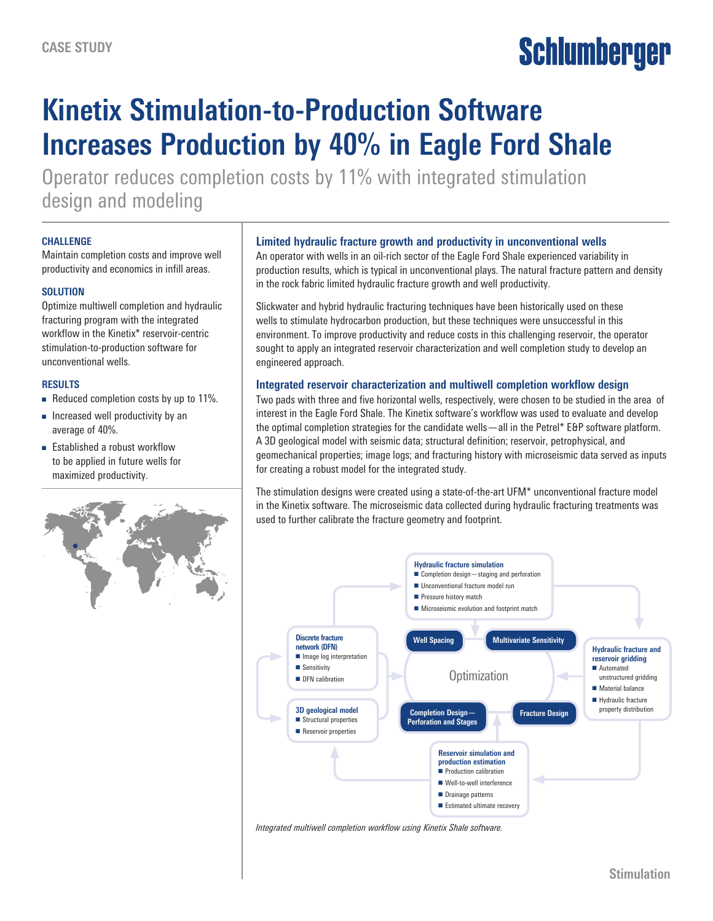CASE STUDY

# Kinetix Stimulation-to-Production Software Increases Production by 40% in Eagle Ford Shale

Operator reduces completion costs by 11% with integrated stimulation design and modeling

### CHALLENGE

Maintain completion costs and improve well productivity and economics in infill areas.

### SOLUTION

Optimize multiwell completion and hydraulic fracturing program with the integrated workflow in the Kinetix* reservoir-centric stimulation-to-production software for unconventional wells.

### RESULTS

- Reduced completion costs by up to 11%.
- Increased well productivity by an average of 40%.
- Established a robust workflow to be applied in future wells for maximized productivity.

## Limited hydraulic fracture growth and productivity in unconventional wells

An operator with wells in an oil-rich sector of the Eagle Ford Shale experienced variability in production results, which is typical in unconventional plays. The natural fracture pattern and density in the rock fabric limited hydraulic fracture growth and well productivity.

Slickwater and hybrid hydraulic fracturing techniques have been historically used on these wells to stimulate hydrocarbon production, but these techniques were unsuccessful in this environment. To improve productivity and reduce costs in this challenging reservoir, the operator sought to apply an integrated reservoir characterization and well completion study to develop an engineered approach.

## Integrated reservoir characterization and multiwell completion workflow design

Two pads with three and five horizontal wells, respectively, were chosen to be studied in the area of interest in the Eagle Ford Shale. The Kinetix software's workflow was used to evaluate and develop the optimal completion strategies for the candidate wells—all in the Petrel* E&P software platform. A 3D geological model with seismic data; structural definition; reservoir, petrophysical, and geomechanical properties; image logs; and fracturing history with microseismic data served as inputs for creating a robust model for the integrated study.

The stimulation designs were created using a state-of-the-art UFM* unconventional fracture model in the Kinetix software. The microseismic data collected during hydraulic fracturing treatments was used to further calibrate the fracture geometry and footprint.

**Hydraulic fracture simulation**
- Completion design—staging and perforation
- Unconventional fracture model run
- Pressure history match
- Microseismic evolution and footprint match

**Discrete fracture network (DFN)**
- Image log interpretation
- Sensitivity
- DFN calibration

**3D geological model**
- Structural properties
- Reservoir properties

**Optimization**: Well Spacing; Multivariate Sensitivity; Completion Design—Perforation and Stages; Fracture Design

**Hydraulic fracture and reservoir gridding**
- Automated unstructured gridding
- Material balance
- Hydraulic fracture property distribution

**Reservoir simulation and production estimation**
- Production calibration
- Well-to-well interference
- Drainage patterns
- Estimated ultimate recovery

*Integrated multiwell completion workflow using Kinetix Shale software.*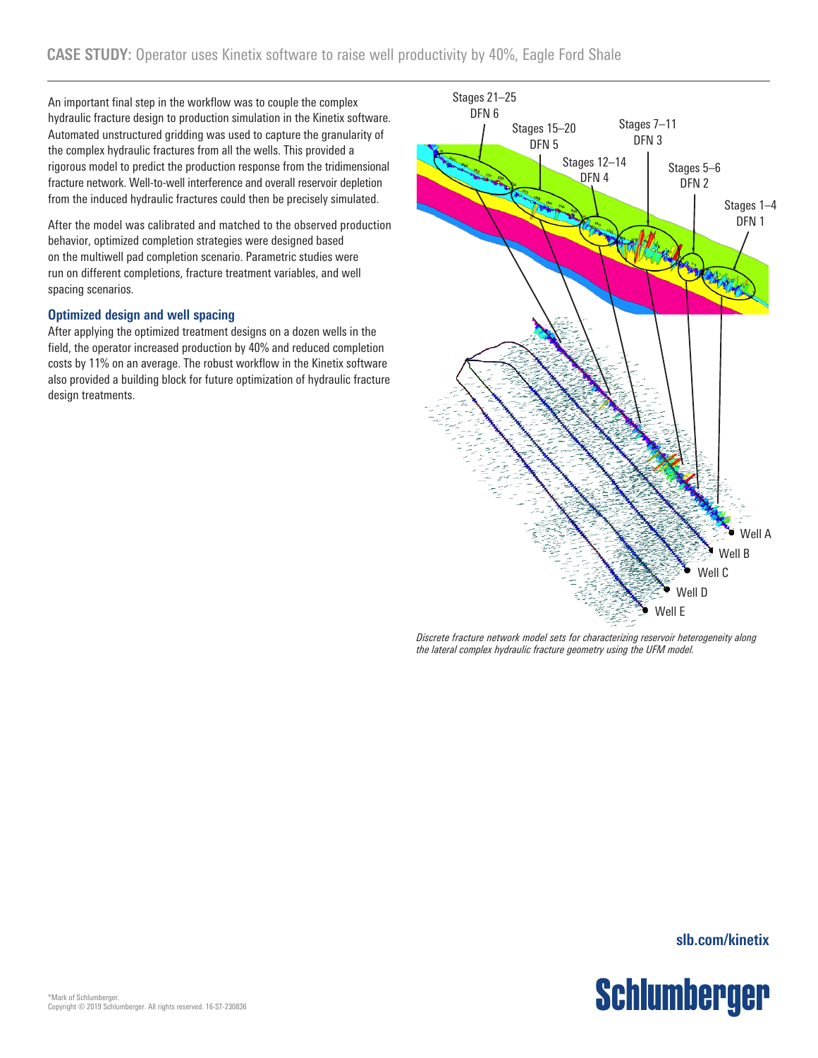An important final step in the workflow was to couple the complex hydraulic fracture design to production simulation in the Kinetix software. Automated unstructured gridding was used to capture the granularity of the complex hydraulic fractures from all the wells. This provided a rigorous model to predict the production response from the tridimensional fracture network. Well-to-well interference and overall reservoir depletion from the induced hydraulic fractures could then be precisely simulated.

After the model was calibrated and matched to the observed production behavior, optimized completion strategies were designed based on the multiwell pad completion scenario. Parametric studies were run on different completions, fracture treatment variables, and well spacing scenarios.

### Optimized design and well spacing

After applying the optimized treatment designs on a dozen wells in the field, the operator increased production by 40% and reduced completion costs by 11% on an average. The robust workflow in the Kinetix software also provided a building block for future optimization of hydraulic fracture design treatments.

Stages 21–25
DFN 6

Stages 15–20
DFN 5

Stages 12–14
DFN 4

Stages 7–11
DFN 3

Stages 5–6
DFN 2

Stages 1–4
DFN 1

Well A

Well B

Well C

Well D

Well E

*Discrete fracture network model sets for characterizing reservoir heterogeneity along the lateral complex hydraulic fracture geometry using the UFM model.*

slb.com/kinetix

*Mark of Schlumberger.
Copyright © 2019 Schlumberger. All rights reserved. 16-ST-230836